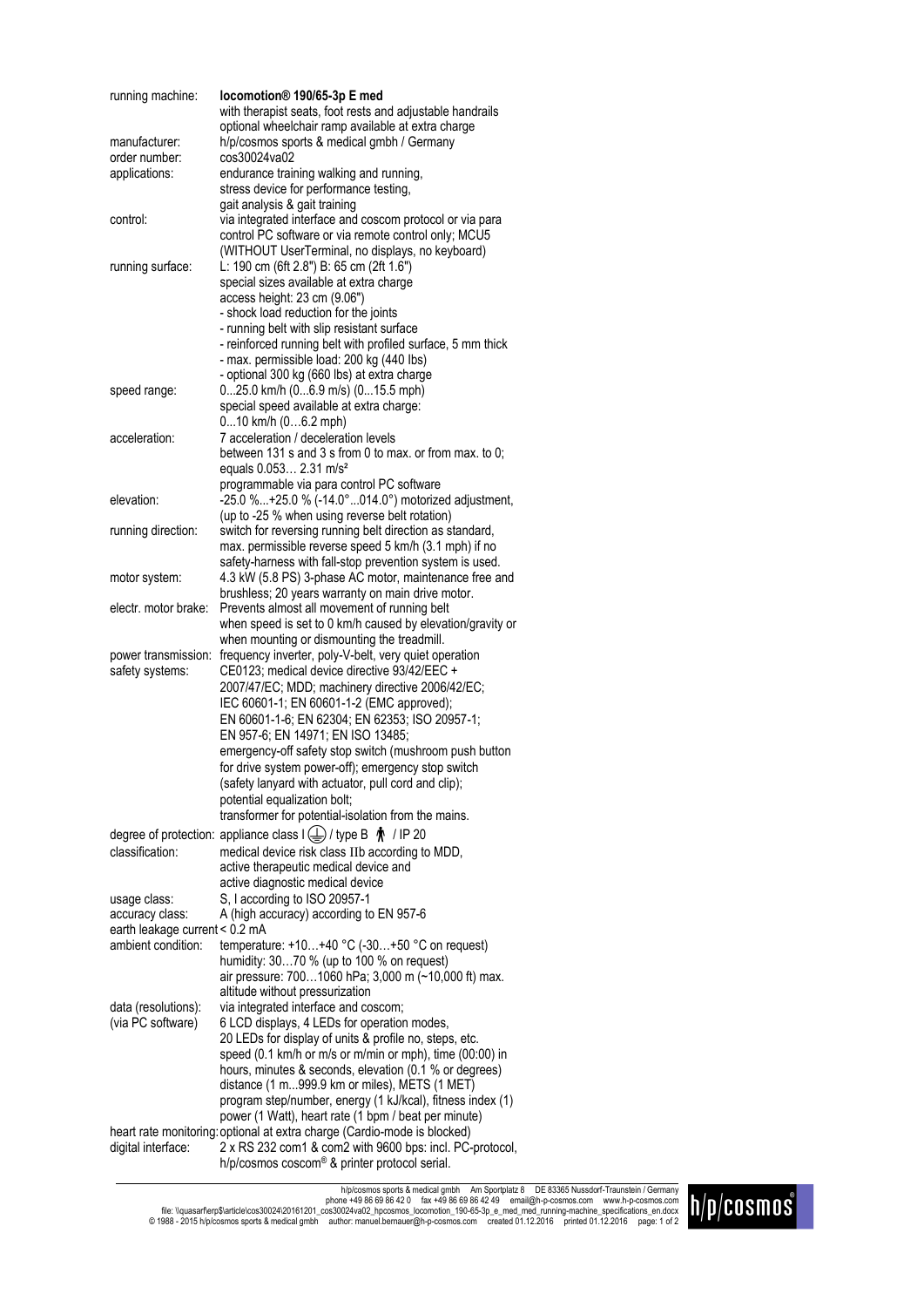| | |
|---|---|
| running machine: | **locomotion® 190/65-3p E med**<br>with therapist seats, foot rests and adjustable handrails<br>optional wheelchair ramp available at extra charge |
| manufacturer: | h/p/cosmos sports & medical gmbh / Germany |
| order number: | cos30024va02 |
| applications: | endurance training walking and running,<br>stress device for performance testing,<br>gait analysis & gait training |
| control: | via integrated interface and coscom protocol or via para control PC software or via remote control only; MCU5 (WITHOUT UserTerminal, no displays, no keyboard) |
| running surface: | L: 190 cm (6ft 2.8") B: 65 cm (2ft 1.6")<br>special sizes available at extra charge<br>access height: 23 cm (9.06")<br>- shock load reduction for the joints<br>- running belt with slip resistant surface<br>- reinforced running belt with profiled surface, 5 mm thick<br>- max. permissible load: 200 kg (440 lbs)<br>- optional 300 kg (660 lbs) at extra charge |
| speed range: | 0...25.0 km/h (0...6.9 m/s) (0...15.5 mph)<br>special speed available at extra charge:<br>0…10 km/h (0…6.2 mph) |
| acceleration: | 7 acceleration / deceleration levels<br>between 131 s and 3 s from 0 to max. or from max. to 0;<br>equals 0.053… 2.31 m/s²<br>programmable via para control PC software |
| elevation: | -25.0 %...+25.0 % (-14.0°...014.0°) motorized adjustment,<br>(up to -25 % when using reverse belt rotation) |
| running direction: | switch for reversing running belt direction as standard,<br>max. permissible reverse speed 5 km/h (3.1 mph) if no safety-harness with fall-stop prevention system is used. |
| motor system: | 4.3 kW (5.8 PS) 3-phase AC motor, maintenance free and brushless; 20 years warranty on main drive motor. |
| electr. motor brake: | Prevents almost all movement of running belt when speed is set to 0 km/h caused by elevation/gravity or when mounting or dismounting the treadmill. |
| power transmission: | frequency inverter, poly-V-belt, very quiet operation |
| safety systems: | CE0123; medical device directive 93/42/EEC + 2007/47/EC; MDD; machinery directive 2006/42/EC;<br>IEC 60601-1; EN 60601-1-2 (EMC approved);<br>EN 60601-1-6; EN 62304; EN 62353; ISO 20957-1;<br>EN 957-6; EN 14971; EN ISO 13485;<br>emergency-off safety stop switch (mushroom push button for drive system power-off); emergency stop switch (safety lanyard with actuator, pull cord and clip);<br>potential equalization bolt;<br>transformer for potential-isolation from the mains. |
| degree of protection: | appliance class I (⏚) / type B 🯅 / IP 20 |
| classification: | medical device risk class IIb according to MDD,<br>active therapeutic medical device and<br>active diagnostic medical device |
| usage class: | S, I according to ISO 20957-1 |
| accuracy class: | A (high accuracy) according to EN 957-6 |
| earth leakage current | < 0.2 mA |
| ambient condition: | temperature: +10…+40 °C (-30…+50 °C on request)<br>humidity: 30…70 % (up to 100 % on request)<br>air pressure: 700…1060 hPa; 3,000 m (~10,000 ft) max. altitude without pressurization |
| data (resolutions):<br>(via PC software) | via integrated interface and coscom;<br>6 LCD displays, 4 LEDs for operation modes,<br>20 LEDs for display of units & profile no, steps, etc.<br>speed (0.1 km/h or m/s or m/min or mph), time (00:00) in hours, minutes & seconds, elevation (0.1 % or degrees)<br>distance (1 m...999.9 km or miles), METS (1 MET)<br>program step/number, energy (1 kJ/kcal), fitness index (1)<br>power (1 Watt), heart rate (1 bpm / beat per minute) |
| heart rate monitoring: | optional at extra charge (Cardio-mode is blocked) |
| digital interface: | 2 x RS 232 com1 & com2 with 9600 bps: incl. PC-protocol, h/p/cosmos coscom® & printer protocol serial. |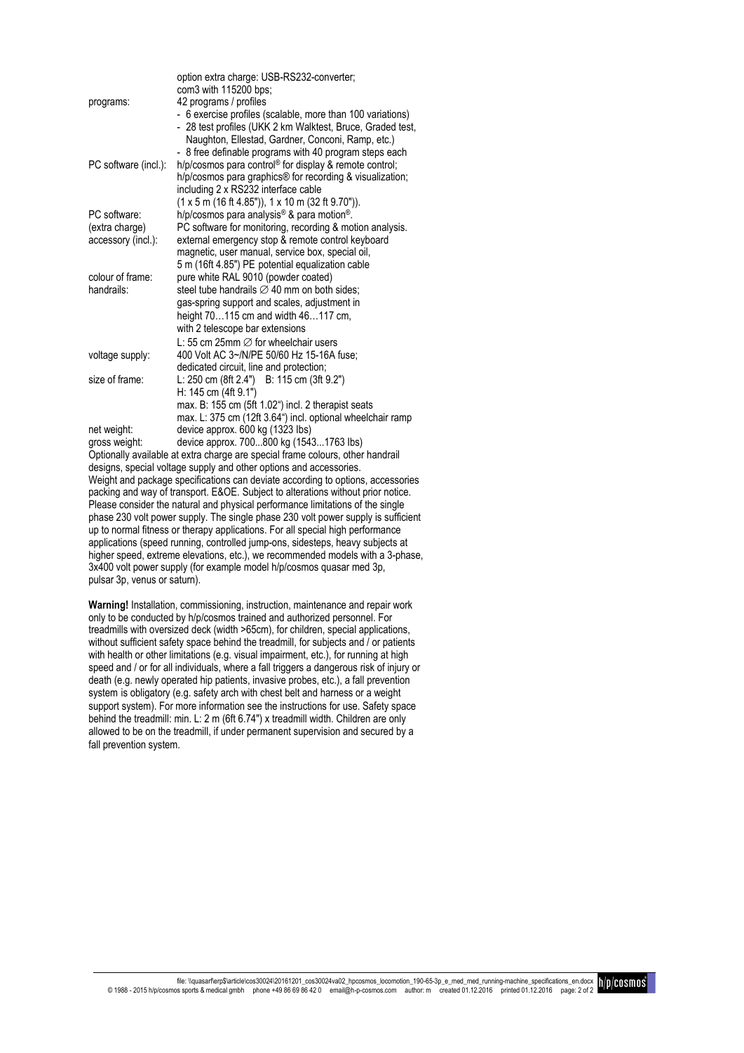| | |
|---|---|
| | option extra charge: USB-RS232-converter; com3 with 115200 bps; |
| programs: | 42 programs / profiles<br>- 6 exercise profiles (scalable, more than 100 variations)<br>- 28 test profiles (UKK 2 km Walktest, Bruce, Graded test, Naughton, Ellestad, Gardner, Conconi, Ramp, etc.)<br>- 8 free definable programs with 40 program steps each |
| PC software (incl.): | h/p/cosmos para control® for display & remote control; h/p/cosmos para graphics® for recording & visualization; including 2 x RS232 interface cable (1 x 5 m (16 ft 4.85")), 1 x 10 m (32 ft 9.70")). |
| PC software: (extra charge) | h/p/cosmos para analysis® & para motion®. PC software for monitoring, recording & motion analysis. |
| accessory (incl.): | external emergency stop & remote control keyboard magnetic, user manual, service box, special oil, 5 m (16ft 4.85") PE potential equalization cable |
| colour of frame: | pure white RAL 9010 (powder coated) |
| handrails: | steel tube handrails ∅ 40 mm on both sides; gas-spring support and scales, adjustment in height 70…115 cm and width 46…117 cm, with 2 telescope bar extensions<br>L: 55 cm 25mm ∅ for wheelchair users |
| voltage supply: | 400 Volt AC 3~/N/PE 50/60 Hz 15-16A fuse; dedicated circuit, line and protection; |
| size of frame: | L: 250 cm (8ft 2.4") B: 115 cm (3ft 9.2")<br>H: 145 cm (4ft 9.1")<br>max. B: 155 cm (5ft 1.02") incl. 2 therapist seats<br>max. L: 375 cm (12ft 3.64") incl. optional wheelchair ramp |
| net weight: | device approx. 600 kg (1323 lbs) |
| gross weight: | device approx. 700...800 kg (1543...1763 lbs) |

Optionally available at extra charge are special frame colours, other handrail designs, special voltage supply and other options and accessories.
Weight and package specifications can deviate according to options, accessories packing and way of transport. E&OE. Subject to alterations without prior notice.
Please consider the natural and physical performance limitations of the single phase 230 volt power supply. The single phase 230 volt power supply is sufficient up to normal fitness or therapy applications. For all special high performance applications (speed running, controlled jump-ons, sidesteps, heavy subjects at higher speed, extreme elevations, etc.), we recommended models with a 3-phase, 3x400 volt power supply (for example model h/p/cosmos quasar med 3p, pulsar 3p, venus or saturn).

**Warning!** Installation, commissioning, instruction, maintenance and repair work only to be conducted by h/p/cosmos trained and authorized personnel. For treadmills with oversized deck (width >65cm), for children, special applications, without sufficient safety space behind the treadmill, for subjects and / or patients with health or other limitations (e.g. visual impairment, etc.), for running at high speed and / or for all individuals, where a fall triggers a dangerous risk of injury or death (e.g. newly operated hip patients, invasive probes, etc.), a fall prevention system is obligatory (e.g. safety arch with chest belt and harness or a weight support system). For more information see the instructions for use. Safety space behind the treadmill: min. L: 2 m (6ft 6.74") x treadmill width. Children are only allowed to be on the treadmill, if under permanent supervision and secured by a fall prevention system.